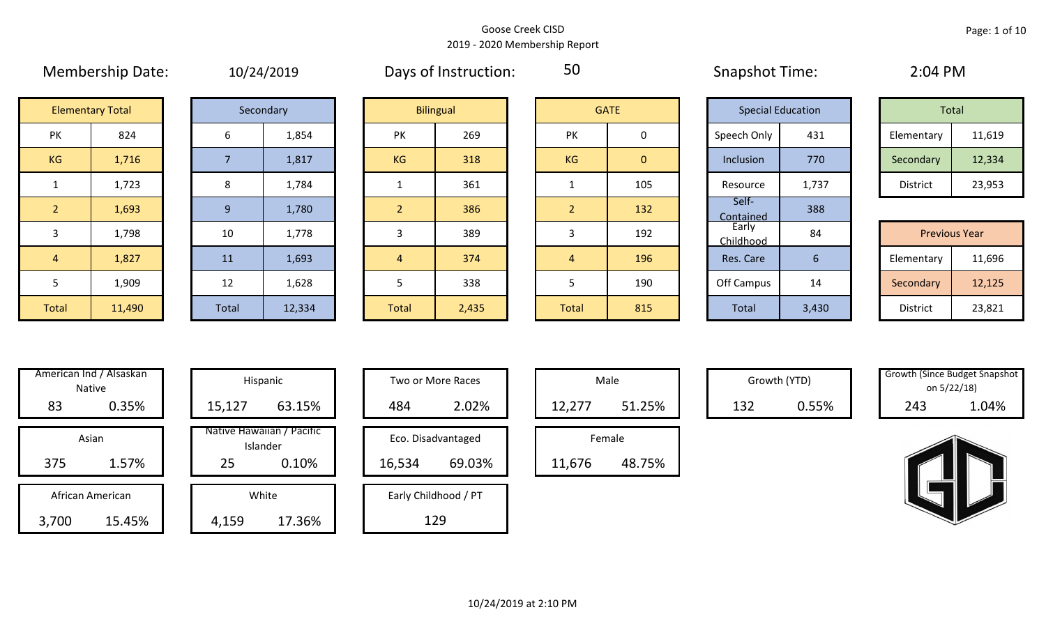Goose Creek CISD
2019 - 2020 Membership Report

Membership Date: 10/24/2019

Days of Instruction: 50

Snapshot Time: 2:04 PM

| Elementary Total | |
|---|---|
| PK | 824 |
| KG | 1,716 |
| 1 | 1,723 |
| 2 | 1,693 |
| 3 | 1,798 |
| 4 | 1,827 |
| 5 | 1,909 |
| Total | 11,490 |

| Secondary | |
|---|---|
| 6 | 1,854 |
| 7 | 1,817 |
| 8 | 1,784 |
| 9 | 1,780 |
| 10 | 1,778 |
| 11 | 1,693 |
| 12 | 1,628 |
| Total | 12,334 |

| Bilingual | |
|---|---|
| PK | 269 |
| KG | 318 |
| 1 | 361 |
| 2 | 386 |
| 3 | 389 |
| 4 | 374 |
| 5 | 338 |
| Total | 2,435 |

| GATE | |
|---|---|
| PK | 0 |
| KG | 0 |
| 1 | 105 |
| 2 | 132 |
| 3 | 192 |
| 4 | 196 |
| 5 | 190 |
| Total | 815 |

| Special Education | |
|---|---|
| Speech Only | 431 |
| Inclusion | 770 |
| Resource | 1,737 |
| Self-Contained | 388 |
| Early Childhood | 84 |
| Res. Care | 6 |
| Off Campus | 14 |
| Total | 3,430 |

| Total | |
|---|---|
| Elementary | 11,619 |
| Secondary | 12,334 |
| District | 23,953 |

| Previous Year | |
|---|---|
| Elementary | 11,696 |
| Secondary | 12,125 |
| District | 23,821 |

| Category | Count | Percent |
|---|---|---|
| American Ind / Alsaskan Native | 83 | 0.35% |
| Asian | 375 | 1.57% |
| African American | 3,700 | 15.45% |
| Hispanic | 15,127 | 63.15% |
| Native Hawaiian / Pacific Islander | 25 | 0.10% |
| White | 4,159 | 17.36% |
| Two or More Races | 484 | 2.02% |
| Eco. Disadvantaged | 16,534 | 69.03% |
| Early Childhood / PT | 129 | |
| Male | 12,277 | 51.25% |
| Female | 11,676 | 48.75% |
| Growth (YTD) | 132 | 0.55% |
| Growth (Since Budget Snapshot on 5/22/18) | 243 | 1.04% |

10/24/2019 at 2:10 PM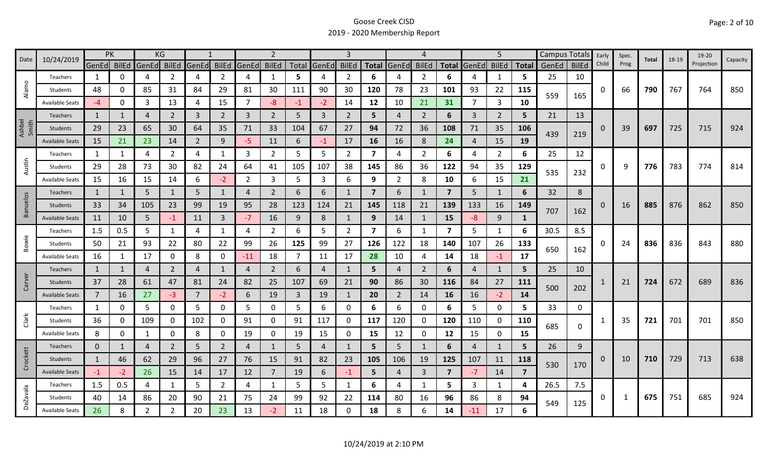# Goose Creek CISD
## 2019 - 2020 Membership Report

| Date | 10/24/2019 | PK | | KG | | 1 | | 2 | | | 3 | | | 4 | | | 5 | | | Campus Totals | | Early Child | Spec. Prog | Total | 18-19 | 19-20 Projection | Capacity |
|---|---|---|---|---|---|---|---|---|---|---|---|---|---|---|---|---|---|---|---|---|---|---|---|---|---|---|---|
| | | GenEd | BilEd | GenEd | BilEd | GenEd | BilEd | GenEd | BilEd | Total | GenEd | BilEd | Total | GenEd | BilEd | Total | GenEd | BilEd | Total | GenEd | BilEd | | | | | | |
| Alamo | Teachers | 1 | 0 | 4 | 2 | 4 | 2 | 4 | 1 | 5 | 4 | 2 | 6 | 4 | 2 | 6 | 4 | 1 | 5 | 25 | 10 | 0 | 66 | 790 | 767 | 764 | 850 |
| | Students | 48 | 0 | 85 | 31 | 84 | 29 | 81 | 30 | 111 | 90 | 30 | 120 | 78 | 23 | 101 | 93 | 22 | 115 | 559 | 165 | | | | | | |
| | Available Seats | -4 | 0 | 3 | 13 | 4 | 15 | 7 | -8 | -1 | -2 | 14 | 12 | 10 | 21 | 31 | 7 | 3 | 10 | | | | | | | | |
| Ashbel Smith | Teachers | 1 | 1 | 4 | 2 | 3 | 2 | 3 | 2 | 5 | 3 | 2 | 5 | 4 | 2 | 6 | 3 | 2 | 5 | 21 | 13 | 0 | 39 | 697 | 725 | 715 | 924 |
| | Students | 29 | 23 | 65 | 30 | 64 | 35 | 71 | 33 | 104 | 67 | 27 | 94 | 72 | 36 | 108 | 71 | 35 | 106 | 439 | 219 | | | | | | |
| | Available Seats | 15 | 21 | 23 | 14 | 2 | 9 | -5 | 11 | 6 | -1 | 17 | 16 | 16 | 8 | 24 | 4 | 15 | 19 | | | | | | | | |
| Austin | Teachers | 1 | 1 | 4 | 2 | 4 | 1 | 3 | 2 | 5 | 5 | 2 | 7 | 4 | 2 | 6 | 4 | 2 | 6 | 25 | 12 | 0 | 9 | 776 | 783 | 774 | 814 |
| | Students | 29 | 28 | 73 | 30 | 82 | 24 | 64 | 41 | 105 | 107 | 38 | 145 | 86 | 36 | 122 | 94 | 35 | 129 | 535 | 232 | | | | | | |
| | Available Seats | 15 | 16 | 15 | 14 | 6 | -2 | 2 | 3 | 5 | 3 | 6 | 9 | 2 | 8 | 10 | 6 | 15 | 21 | | | | | | | | |
| Banuelos | Teachers | 1 | 1 | 5 | 1 | 5 | 1 | 4 | 2 | 6 | 6 | 1 | 7 | 6 | 1 | 7 | 5 | 1 | 6 | 32 | 8 | 0 | 16 | 885 | 876 | 862 | 850 |
| | Students | 33 | 34 | 105 | 23 | 99 | 19 | 95 | 28 | 123 | 124 | 21 | 145 | 118 | 21 | 139 | 133 | 16 | 149 | 707 | 162 | | | | | | |
| | Available Seats | 11 | 10 | 5 | -1 | 11 | 3 | -7 | 16 | 9 | 8 | 1 | 9 | 14 | 1 | 15 | -8 | 9 | 1 | | | | | | | | |
| Bowie | Teachers | 1.5 | 0.5 | 5 | 1 | 4 | 1 | 4 | 2 | 6 | 5 | 2 | 7 | 6 | 1 | 7 | 5 | 1 | 6 | 30.5 | 8.5 | 0 | 24 | 836 | 836 | 843 | 880 |
| | Students | 50 | 21 | 93 | 22 | 80 | 22 | 99 | 26 | 125 | 99 | 27 | 126 | 122 | 18 | 140 | 107 | 26 | 133 | 650 | 162 | | | | | | |
| | Available Seats | 16 | 1 | 17 | 0 | 8 | 0 | -11 | 18 | 7 | 11 | 17 | 28 | 10 | 4 | 14 | 18 | -1 | 17 | | | | | | | | |
| Carver | Teachers | 1 | 1 | 4 | 2 | 4 | 1 | 4 | 2 | 6 | 4 | 1 | 5 | 4 | 2 | 6 | 4 | 1 | 5 | 25 | 10 | 1 | 21 | 724 | 672 | 689 | 836 |
| | Students | 37 | 28 | 61 | 47 | 81 | 24 | 82 | 25 | 107 | 69 | 21 | 90 | 86 | 30 | 116 | 84 | 27 | 111 | 500 | 202 | | | | | | |
| | Available Seats | 7 | 16 | 27 | -3 | 7 | -2 | 6 | 19 | 3 | 19 | 1 | 20 | 2 | 14 | 16 | 16 | -2 | 14 | | | | | | | | |
| Clark | Teachers | 1 | 0 | 5 | 0 | 5 | 0 | 5 | 0 | 5 | 6 | 0 | 6 | 6 | 0 | 6 | 5 | 0 | 5 | 33 | 0 | 1 | 35 | 721 | 701 | 701 | 850 |
| | Students | 36 | 0 | 109 | 0 | 102 | 0 | 91 | 0 | 91 | 117 | 0 | 117 | 120 | 0 | 120 | 110 | 0 | 110 | 685 | 0 | | | | | | |
| | Available Seats | 8 | 0 | 1 | 0 | 8 | 0 | 19 | 0 | 19 | 15 | 0 | 15 | 12 | 0 | 12 | 15 | 0 | 15 | | | | | | | | |
| Crockett | Teachers | 0 | 1 | 4 | 2 | 5 | 2 | 4 | 1 | 5 | 4 | 1 | 5 | 5 | 1 | 6 | 4 | 1 | 5 | 26 | 9 | 0 | 10 | 710 | 729 | 713 | 638 |
| | Students | 1 | 46 | 62 | 29 | 96 | 27 | 76 | 15 | 91 | 82 | 23 | 105 | 106 | 19 | 125 | 107 | 11 | 118 | 530 | 170 | | | | | | |
| | Available Seats | -1 | -2 | 26 | 15 | 14 | 17 | 12 | 7 | 19 | 6 | -1 | 5 | 4 | 3 | 7 | -7 | 14 | 7 | | | | | | | | |
| DeZavala | Teachers | 1.5 | 0.5 | 4 | 1 | 5 | 2 | 4 | 1 | 5 | 5 | 1 | 6 | 4 | 1 | 5 | 3 | 1 | 4 | 26.5 | 7.5 | 0 | 1 | 675 | 751 | 685 | 924 |
| | Students | 40 | 14 | 86 | 20 | 90 | 21 | 75 | 24 | 99 | 92 | 22 | 114 | 80 | 16 | 96 | 86 | 8 | 94 | 549 | 125 | | | | | | |
| | Available Seats | 26 | 8 | 2 | 2 | 20 | 23 | 13 | -2 | 11 | 18 | 0 | 18 | 8 | 6 | 14 | -11 | 17 | 6 | | | | | | | | |

10/24/2019 at 2:10 PM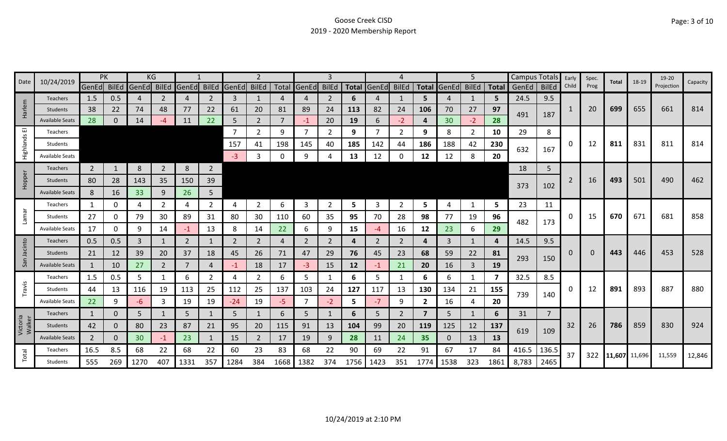Goose Creek CISD
2019 - 2020 Membership Report

| Date | 10/24/2019 | PK | | KG | | 1 | | 2 | | | 3 | | | 4 | | | 5 | | | Campus Totals | | Early Child | Spec. Prog | Total | 18-19 | 19-20 Projection | Capacity |
|---|---|---|---|---|---|---|---|---|---|---|---|---|---|---|---|---|---|---|---|---|---|---|---|---|---|---|---|
| | | GenEd | BilEd | GenEd | BilEd | GenEd | BilEd | GenEd | BilEd | Total | GenEd | BilEd | Total | GenEd | BilEd | Total | GenEd | BilEd | Total | GenEd | BilEd | | | | | | |
| Harlem | Teachers | 1.5 | 0.5 | 4 | 2 | 4 | 2 | 3 | 1 | 4 | 4 | 2 | **6** | 4 | 1 | **5** | 4 | 1 | **5** | 24.5 | 9.5 | 1 | 20 | **699** | 655 | 661 | 814 |
| | Students | 38 | 22 | 74 | 48 | 77 | 22 | 61 | 20 | 81 | 89 | 24 | **113** | 82 | 24 | **106** | 70 | 27 | **97** | 491 | 187 | | | | | | |
| | Available Seats | 28 | 0 | 14 | -4 | 11 | 22 | 5 | 2 | 7 | -1 | 20 | **19** | 6 | -2 | **4** | 30 | -2 | **28** | | | | | | | | |
| Highlands El | Teachers | | | | | | | 7 | 2 | 9 | 7 | 2 | **9** | 7 | 2 | **9** | 8 | 2 | **10** | 29 | 8 | 0 | 12 | **811** | 831 | 811 | 814 |
| | Students | | | | | | | 157 | 41 | 198 | 145 | 40 | **185** | 142 | 44 | **186** | 188 | 42 | **230** | 632 | 167 | | | | | | |
| | Available Seats | | | | | | | -3 | 3 | 0 | 9 | 4 | **13** | 12 | 0 | **12** | 12 | 8 | **20** | | | | | | | | |
| Hopper | Teachers | 2 | 1 | 8 | 2 | 8 | 2 | | | | | | | | | | | | | 18 | 5 | 2 | 16 | **493** | 501 | 490 | 462 |
| | Students | 80 | 28 | 143 | 35 | 150 | 39 | | | | | | | | | | | | | 373 | 102 | | | | | | |
| | Available Seats | 8 | 16 | 33 | 9 | 26 | 5 | | | | | | | | | | | | | | | | | | | | |
| Lamar | Teachers | 1 | 0 | 4 | 2 | 4 | 2 | 4 | 2 | 6 | 3 | 2 | **5** | 3 | 2 | **5** | 4 | 1 | **5** | 23 | 11 | 0 | 15 | **670** | 671 | 681 | 858 |
| | Students | 27 | 0 | 79 | 30 | 89 | 31 | 80 | 30 | 110 | 60 | 35 | **95** | 70 | 28 | **98** | 77 | 19 | **96** | 482 | 173 | | | | | | |
| | Available Seats | 17 | 0 | 9 | 14 | -1 | 13 | 8 | 14 | 22 | 6 | 9 | **15** | -4 | 16 | **12** | 23 | 6 | **29** | | | | | | | | |
| San Jacinto | Teachers | 0.5 | 0.5 | 3 | 1 | 2 | 1 | 2 | 2 | 4 | 2 | 2 | **4** | 2 | 2 | **4** | 3 | 1 | **4** | 14.5 | 9.5 | 0 | 0 | **443** | 446 | 453 | 528 |
| | Students | 21 | 12 | 39 | 20 | 37 | 18 | 45 | 26 | 71 | 47 | 29 | **76** | 45 | 23 | **68** | 59 | 22 | **81** | 293 | 150 | | | | | | |
| | Available Seats | 1 | 10 | 27 | 2 | 7 | 4 | -1 | 18 | 17 | -3 | 15 | **12** | -1 | 21 | **20** | 16 | 3 | **19** | | | | | | | | |
| Travis | Teachers | 1.5 | 0.5 | 5 | 1 | 6 | 2 | 4 | 2 | 6 | 5 | 1 | **6** | 5 | 1 | **6** | 6 | 1 | **7** | 32.5 | 8.5 | 0 | 12 | **891** | 893 | 887 | 880 |
| | Students | 44 | 13 | 116 | 19 | 113 | 25 | 112 | 25 | 137 | 103 | 24 | **127** | 117 | 13 | **130** | 134 | 21 | **155** | 739 | 140 | | | | | | |
| | Available Seats | 22 | 9 | -6 | 3 | 19 | 19 | -24 | 19 | -5 | 7 | -2 | **5** | -7 | 9 | **2** | 16 | 4 | **20** | | | | | | | | |
| Victoria Walker | Teachers | 1 | 0 | 5 | 1 | 5 | 1 | 5 | 1 | 6 | 5 | 1 | **6** | 5 | 2 | **7** | 5 | 1 | **6** | 31 | 7 | 32 | 26 | **786** | 859 | 830 | 924 |
| | Students | 42 | 0 | 80 | 23 | 87 | 21 | 95 | 20 | 115 | 91 | 13 | **104** | 99 | 20 | **119** | 125 | 12 | **137** | 619 | 109 | | | | | | |
| | Available Seats | 2 | 0 | 30 | -1 | 23 | 1 | 15 | 2 | 17 | 19 | 9 | **28** | 11 | 24 | **35** | 0 | 13 | **13** | | | | | | | | |
| Total | Teachers | 16.5 | 8.5 | 68 | 22 | 68 | 22 | 60 | 23 | 83 | 68 | 22 | 90 | 69 | 22 | 91 | 67 | 17 | 84 | 416.5 | 136.5 | 37 | 322 | **11,607** | 11,696 | 11,559 | 12,846 |
| | Students | 555 | 269 | 1270 | 407 | 1331 | 357 | 1284 | 384 | 1668 | 1382 | 374 | 1756 | 1423 | 351 | 1774 | 1538 | 323 | 1861 | 8,783 | 2465 | | | | | | |

10/24/2019 at 2:10 PM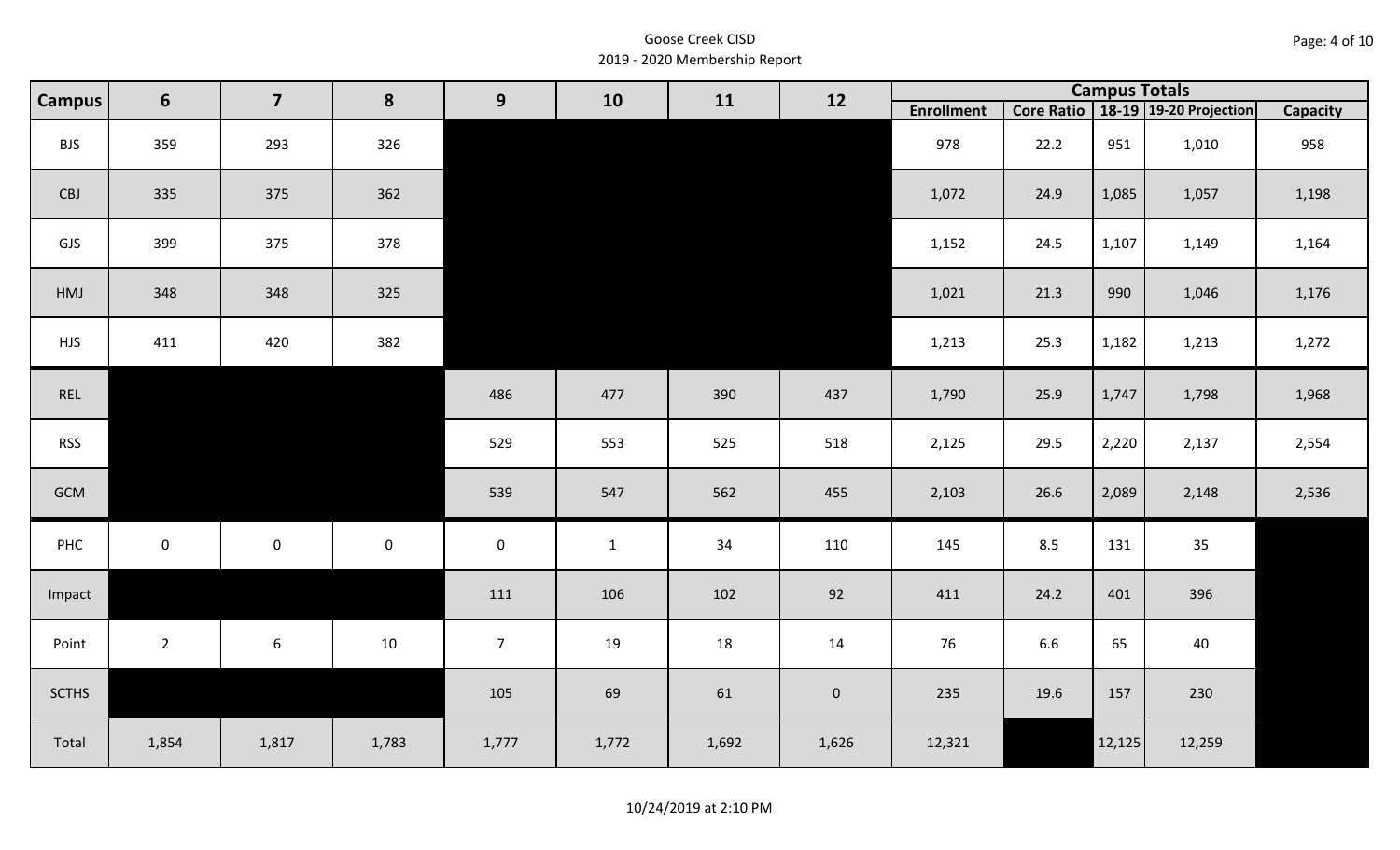Goose Creek CISD
2019 - 2020 Membership Report

| Campus | 6 | 7 | 8 | 9 | 10 | 11 | 12 | Campus Totals | | | | |
|---|---|---|---|---|---|---|---|---|---|---|---|---|
| | | | | | | | | Enrollment | Core Ratio | 18-19 | 19-20 Projection | Capacity |
| BJS | 359 | 293 | 326 | | | | | 978 | 22.2 | 951 | 1,010 | 958 |
| CBJ | 335 | 375 | 362 | | | | | 1,072 | 24.9 | 1,085 | 1,057 | 1,198 |
| GJS | 399 | 375 | 378 | | | | | 1,152 | 24.5 | 1,107 | 1,149 | 1,164 |
| HMJ | 348 | 348 | 325 | | | | | 1,021 | 21.3 | 990 | 1,046 | 1,176 |
| HJS | 411 | 420 | 382 | | | | | 1,213 | 25.3 | 1,182 | 1,213 | 1,272 |
| REL | | | | 486 | 477 | 390 | 437 | 1,790 | 25.9 | 1,747 | 1,798 | 1,968 |
| RSS | | | | 529 | 553 | 525 | 518 | 2,125 | 29.5 | 2,220 | 2,137 | 2,554 |
| GCM | | | | 539 | 547 | 562 | 455 | 2,103 | 26.6 | 2,089 | 2,148 | 2,536 |
| PHC | 0 | 0 | 0 | 0 | 1 | 34 | 110 | 145 | 8.5 | 131 | 35 | |
| Impact | | | | 111 | 106 | 102 | 92 | 411 | 24.2 | 401 | 396 | |
| Point | 2 | 6 | 10 | 7 | 19 | 18 | 14 | 76 | 6.6 | 65 | 40 | |
| SCTHS | | | | 105 | 69 | 61 | 0 | 235 | 19.6 | 157 | 230 | |
| Total | 1,854 | 1,817 | 1,783 | 1,777 | 1,772 | 1,692 | 1,626 | 12,321 | | 12,125 | 12,259 | |

10/24/2019 at 2:10 PM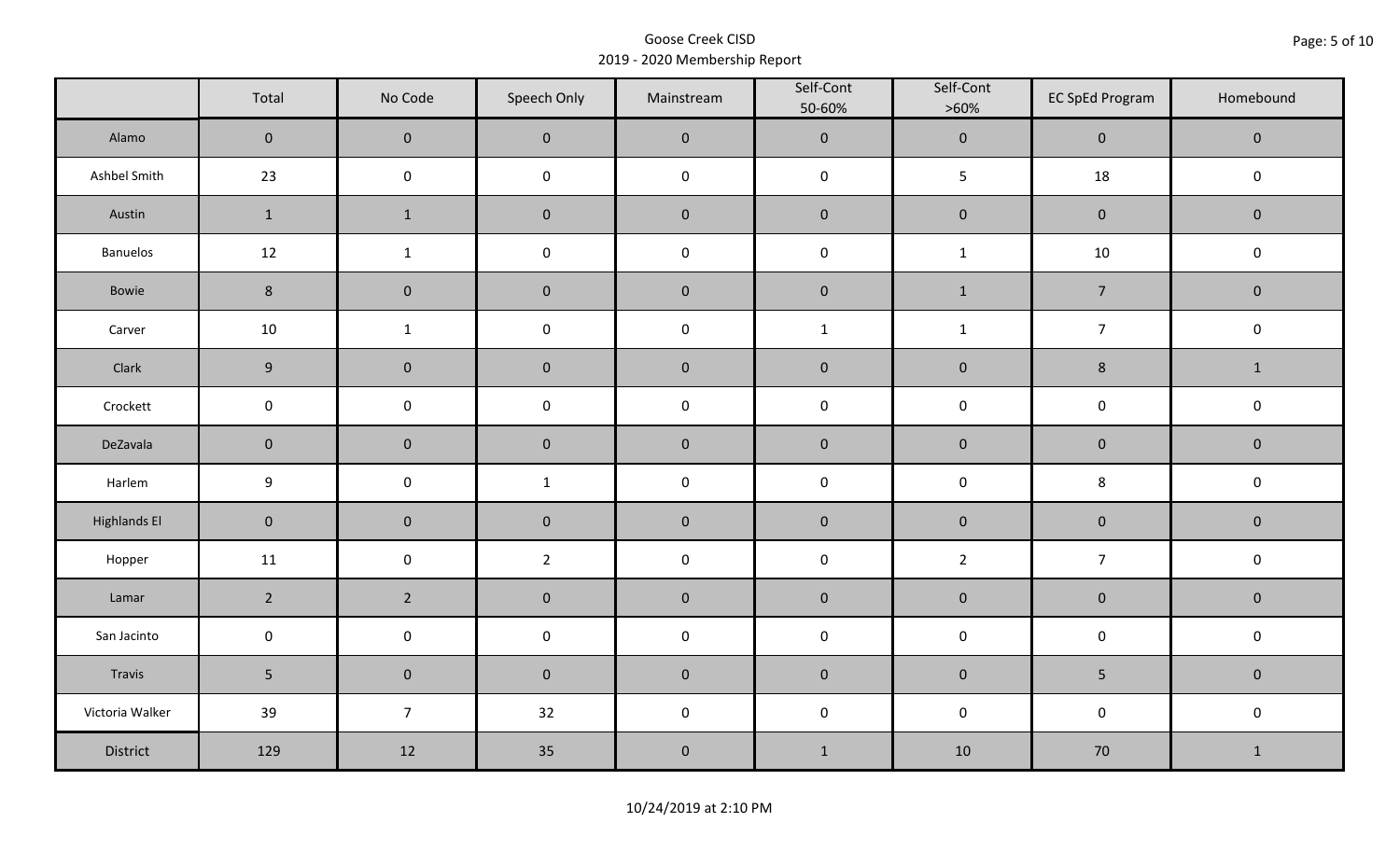Goose Creek CISD
2019 - 2020 Membership Report

| | Total | No Code | Speech Only | Mainstream | Self-Cont 50-60% | Self-Cont >60% | EC SpEd Program | Homebound |
|---|---|---|---|---|---|---|---|---|
| Alamo | 0 | 0 | 0 | 0 | 0 | 0 | 0 | 0 |
| Ashbel Smith | 23 | 0 | 0 | 0 | 0 | 5 | 18 | 0 |
| Austin | 1 | 1 | 0 | 0 | 0 | 0 | 0 | 0 |
| Banuelos | 12 | 1 | 0 | 0 | 0 | 1 | 10 | 0 |
| Bowie | 8 | 0 | 0 | 0 | 0 | 1 | 7 | 0 |
| Carver | 10 | 1 | 0 | 0 | 1 | 1 | 7 | 0 |
| Clark | 9 | 0 | 0 | 0 | 0 | 0 | 8 | 1 |
| Crockett | 0 | 0 | 0 | 0 | 0 | 0 | 0 | 0 |
| DeZavala | 0 | 0 | 0 | 0 | 0 | 0 | 0 | 0 |
| Harlem | 9 | 0 | 1 | 0 | 0 | 0 | 8 | 0 |
| Highlands El | 0 | 0 | 0 | 0 | 0 | 0 | 0 | 0 |
| Hopper | 11 | 0 | 2 | 0 | 0 | 2 | 7 | 0 |
| Lamar | 2 | 2 | 0 | 0 | 0 | 0 | 0 | 0 |
| San Jacinto | 0 | 0 | 0 | 0 | 0 | 0 | 0 | 0 |
| Travis | 5 | 0 | 0 | 0 | 0 | 0 | 5 | 0 |
| Victoria Walker | 39 | 7 | 32 | 0 | 0 | 0 | 0 | 0 |
| District | 129 | 12 | 35 | 0 | 1 | 10 | 70 | 1 |

10/24/2019 at 2:10 PM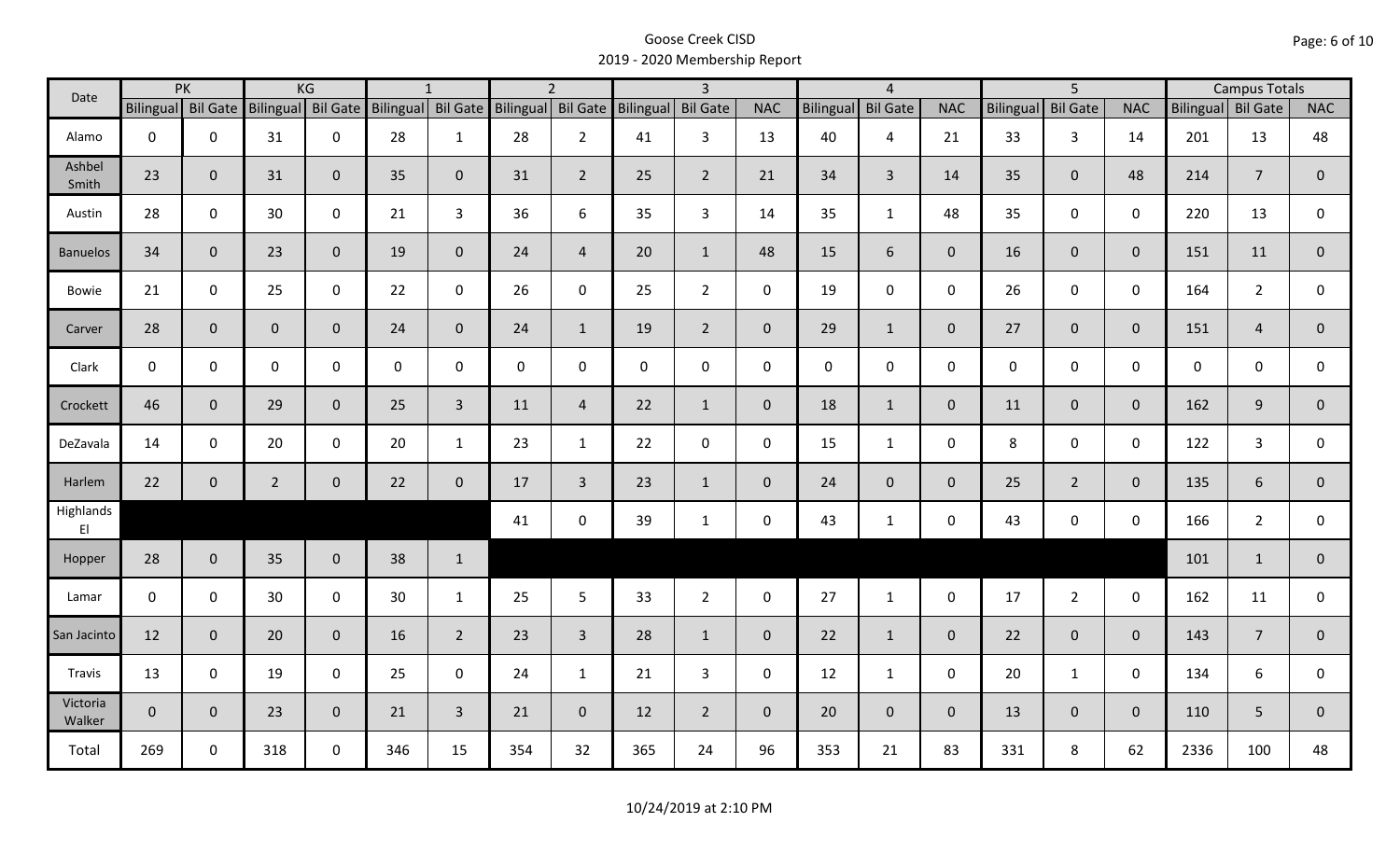# Goose Creek CISD

## 2019 - 2020 Membership Report

| Date | PK | | KG | | 1 | | 2 | | 3 | | | 4 | | | 5 | | | Campus Totals | | |
|---|---|---|---|---|---|---|---|---|---|---|---|---|---|---|---|---|---|---|---|---|
| | Bilingual | Bil Gate | Bilingual | Bil Gate | Bilingual | Bil Gate | Bilingual | Bil Gate | Bilingual | Bil Gate | NAC | Bilingual | Bil Gate | NAC | Bilingual | Bil Gate | NAC | Bilingual | Bil Gate | NAC |
| Alamo | 0 | 0 | 31 | 0 | 28 | 1 | 28 | 2 | 41 | 3 | 13 | 40 | 4 | 21 | 33 | 3 | 14 | 201 | 13 | 48 |
| Ashbel Smith | 23 | 0 | 31 | 0 | 35 | 0 | 31 | 2 | 25 | 2 | 21 | 34 | 3 | 14 | 35 | 0 | 48 | 214 | 7 | 0 |
| Austin | 28 | 0 | 30 | 0 | 21 | 3 | 36 | 6 | 35 | 3 | 14 | 35 | 1 | 48 | 35 | 0 | 0 | 220 | 13 | 0 |
| Banuelos | 34 | 0 | 23 | 0 | 19 | 0 | 24 | 4 | 20 | 1 | 48 | 15 | 6 | 0 | 16 | 0 | 0 | 151 | 11 | 0 |
| Bowie | 21 | 0 | 25 | 0 | 22 | 0 | 26 | 0 | 25 | 2 | 0 | 19 | 0 | 0 | 26 | 0 | 0 | 164 | 2 | 0 |
| Carver | 28 | 0 | 0 | 0 | 24 | 0 | 24 | 1 | 19 | 2 | 0 | 29 | 1 | 0 | 27 | 0 | 0 | 151 | 4 | 0 |
| Clark | 0 | 0 | 0 | 0 | 0 | 0 | 0 | 0 | 0 | 0 | 0 | 0 | 0 | 0 | 0 | 0 | 0 | 0 | 0 | 0 |
| Crockett | 46 | 0 | 29 | 0 | 25 | 3 | 11 | 4 | 22 | 1 | 0 | 18 | 1 | 0 | 11 | 0 | 0 | 162 | 9 | 0 |
| DeZavala | 14 | 0 | 20 | 0 | 20 | 1 | 23 | 1 | 22 | 0 | 0 | 15 | 1 | 0 | 8 | 0 | 0 | 122 | 3 | 0 |
| Harlem | 22 | 0 | 2 | 0 | 22 | 0 | 17 | 3 | 23 | 1 | 0 | 24 | 0 | 0 | 25 | 2 | 0 | 135 | 6 | 0 |
| Highlands El | | | | | | | 41 | 0 | 39 | 1 | 0 | 43 | 1 | 0 | 43 | 0 | 0 | 166 | 2 | 0 |
| Hopper | 28 | 0 | 35 | 0 | 38 | 1 | | | | | | | | | | | | 101 | 1 | 0 |
| Lamar | 0 | 0 | 30 | 0 | 30 | 1 | 25 | 5 | 33 | 2 | 0 | 27 | 1 | 0 | 17 | 2 | 0 | 162 | 11 | 0 |
| San Jacinto | 12 | 0 | 20 | 0 | 16 | 2 | 23 | 3 | 28 | 1 | 0 | 22 | 1 | 0 | 22 | 0 | 0 | 143 | 7 | 0 |
| Travis | 13 | 0 | 19 | 0 | 25 | 0 | 24 | 1 | 21 | 3 | 0 | 12 | 1 | 0 | 20 | 1 | 0 | 134 | 6 | 0 |
| Victoria Walker | 0 | 0 | 23 | 0 | 21 | 3 | 21 | 0 | 12 | 2 | 0 | 20 | 0 | 0 | 13 | 0 | 0 | 110 | 5 | 0 |
| Total | 269 | 0 | 318 | 0 | 346 | 15 | 354 | 32 | 365 | 24 | 96 | 353 | 21 | 83 | 331 | 8 | 62 | 2336 | 100 | 48 |

10/24/2019 at 2:10 PM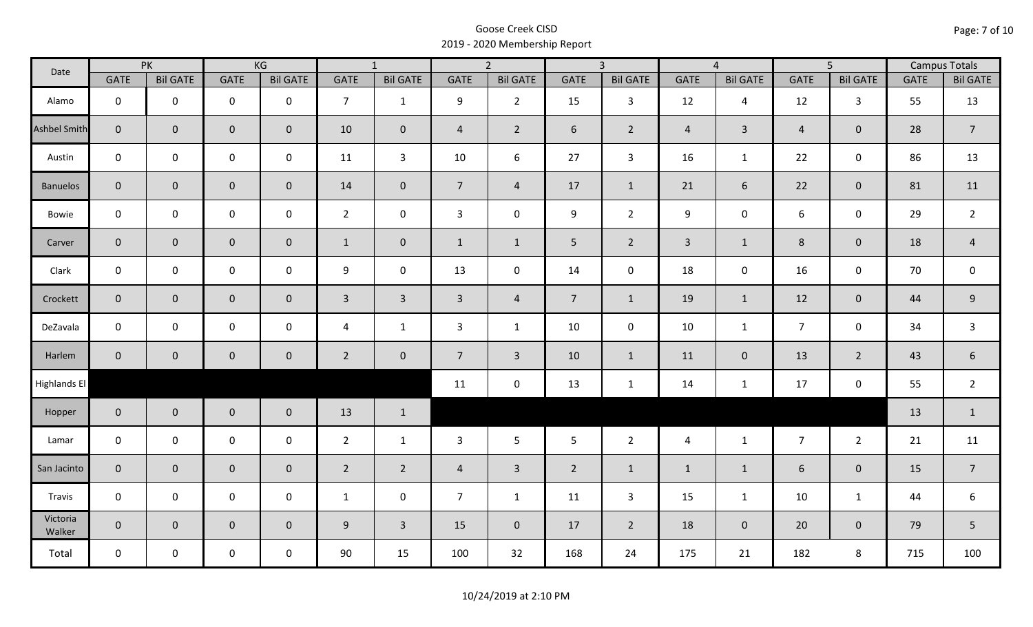# Goose Creek CISD
## 2019 - 2020 Membership Report

| Date | PK | | KG | | 1 | | 2 | | 3 | | 4 | | 5 | | Campus Totals | |
|---|---|---|---|---|---|---|---|---|---|---|---|---|---|---|---|---|
| | GATE | Bil GATE | GATE | Bil GATE | GATE | Bil GATE | GATE | Bil GATE | GATE | Bil GATE | GATE | Bil GATE | GATE | Bil GATE | GATE | Bil GATE |
| Alamo | 0 | 0 | 0 | 0 | 7 | 1 | 9 | 2 | 15 | 3 | 12 | 4 | 12 | 3 | 55 | 13 |
| Ashbel Smith | 0 | 0 | 0 | 0 | 10 | 0 | 4 | 2 | 6 | 2 | 4 | 3 | 4 | 0 | 28 | 7 |
| Austin | 0 | 0 | 0 | 0 | 11 | 3 | 10 | 6 | 27 | 3 | 16 | 1 | 22 | 0 | 86 | 13 |
| Banuelos | 0 | 0 | 0 | 0 | 14 | 0 | 7 | 4 | 17 | 1 | 21 | 6 | 22 | 0 | 81 | 11 |
| Bowie | 0 | 0 | 0 | 0 | 2 | 0 | 3 | 0 | 9 | 2 | 9 | 0 | 6 | 0 | 29 | 2 |
| Carver | 0 | 0 | 0 | 0 | 1 | 0 | 1 | 1 | 5 | 2 | 3 | 1 | 8 | 0 | 18 | 4 |
| Clark | 0 | 0 | 0 | 0 | 9 | 0 | 13 | 0 | 14 | 0 | 18 | 0 | 16 | 0 | 70 | 0 |
| Crockett | 0 | 0 | 0 | 0 | 3 | 3 | 3 | 4 | 7 | 1 | 19 | 1 | 12 | 0 | 44 | 9 |
| DeZavala | 0 | 0 | 0 | 0 | 4 | 1 | 3 | 1 | 10 | 0 | 10 | 1 | 7 | 0 | 34 | 3 |
| Harlem | 0 | 0 | 0 | 0 | 2 | 0 | 7 | 3 | 10 | 1 | 11 | 0 | 13 | 2 | 43 | 6 |
| Highlands El | | | | | | | 11 | 0 | 13 | 1 | 14 | 1 | 17 | 0 | 55 | 2 |
| Hopper | 0 | 0 | 0 | 0 | 13 | 1 | | | | | | | | | 13 | 1 |
| Lamar | 0 | 0 | 0 | 0 | 2 | 1 | 3 | 5 | 5 | 2 | 4 | 1 | 7 | 2 | 21 | 11 |
| San Jacinto | 0 | 0 | 0 | 0 | 2 | 2 | 4 | 3 | 2 | 1 | 1 | 1 | 6 | 0 | 15 | 7 |
| Travis | 0 | 0 | 0 | 0 | 1 | 0 | 7 | 1 | 11 | 3 | 15 | 1 | 10 | 1 | 44 | 6 |
| Victoria Walker | 0 | 0 | 0 | 0 | 9 | 3 | 15 | 0 | 17 | 2 | 18 | 0 | 20 | 0 | 79 | 5 |
| Total | 0 | 0 | 0 | 0 | 90 | 15 | 100 | 32 | 168 | 24 | 175 | 21 | 182 | 8 | 715 | 100 |

10/24/2019 at 2:10 PM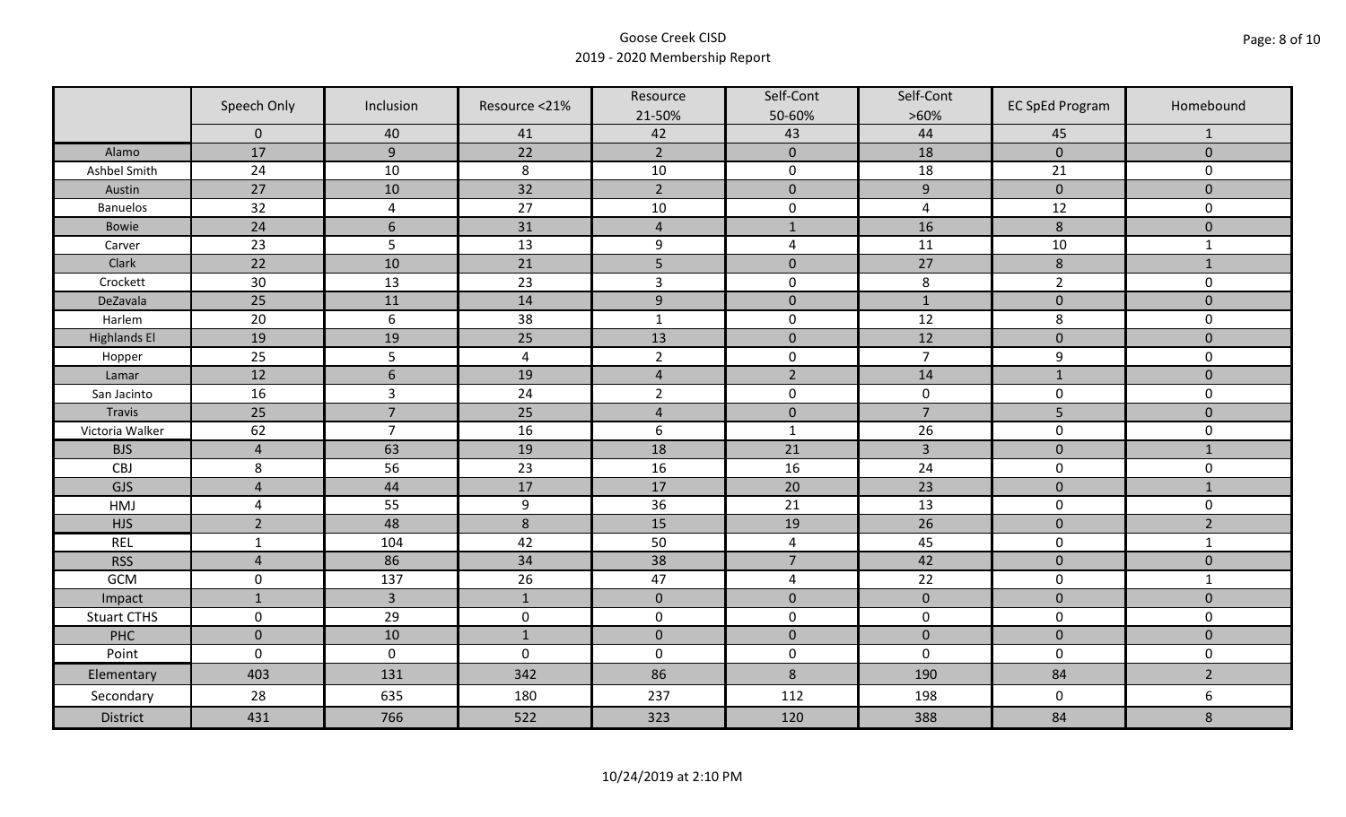# Goose Creek CISD

## 2019 - 2020 Membership Report

| | Speech Only | Inclusion | Resource <21% | Resource 21-50% | Self-Cont 50-60% | Self-Cont >60% | EC SpEd Program | Homebound |
|---|---|---|---|---|---|---|---|---|
| | 0 | 40 | 41 | 42 | 43 | 44 | 45 | 1 |
| Alamo | 17 | 9 | 22 | 2 | 0 | 18 | 0 | 0 |
| Ashbel Smith | 24 | 10 | 8 | 10 | 0 | 18 | 21 | 0 |
| Austin | 27 | 10 | 32 | 2 | 0 | 9 | 0 | 0 |
| Banuelos | 32 | 4 | 27 | 10 | 0 | 4 | 12 | 0 |
| Bowie | 24 | 6 | 31 | 4 | 1 | 16 | 8 | 0 |
| Carver | 23 | 5 | 13 | 9 | 4 | 11 | 10 | 1 |
| Clark | 22 | 10 | 21 | 5 | 0 | 27 | 8 | 1 |
| Crockett | 30 | 13 | 23 | 3 | 0 | 8 | 2 | 0 |
| DeZavala | 25 | 11 | 14 | 9 | 0 | 1 | 0 | 0 |
| Harlem | 20 | 6 | 38 | 1 | 0 | 12 | 8 | 0 |
| Highlands El | 19 | 19 | 25 | 13 | 0 | 12 | 0 | 0 |
| Hopper | 25 | 5 | 4 | 2 | 0 | 7 | 9 | 0 |
| Lamar | 12 | 6 | 19 | 4 | 2 | 14 | 1 | 0 |
| San Jacinto | 16 | 3 | 24 | 2 | 0 | 0 | 0 | 0 |
| Travis | 25 | 7 | 25 | 4 | 0 | 7 | 5 | 0 |
| Victoria Walker | 62 | 7 | 16 | 6 | 1 | 26 | 0 | 0 |
| BJS | 4 | 63 | 19 | 18 | 21 | 3 | 0 | 1 |
| CBJ | 8 | 56 | 23 | 16 | 16 | 24 | 0 | 0 |
| GJS | 4 | 44 | 17 | 17 | 20 | 23 | 0 | 1 |
| HMJ | 4 | 55 | 9 | 36 | 21 | 13 | 0 | 0 |
| HJS | 2 | 48 | 8 | 15 | 19 | 26 | 0 | 2 |
| REL | 1 | 104 | 42 | 50 | 4 | 45 | 0 | 1 |
| RSS | 4 | 86 | 34 | 38 | 7 | 42 | 0 | 0 |
| GCM | 0 | 137 | 26 | 47 | 4 | 22 | 0 | 1 |
| Impact | 1 | 3 | 1 | 0 | 0 | 0 | 0 | 0 |
| Stuart CTHS | 0 | 29 | 0 | 0 | 0 | 0 | 0 | 0 |
| PHC | 0 | 10 | 1 | 0 | 0 | 0 | 0 | 0 |
| Point | 0 | 0 | 0 | 0 | 0 | 0 | 0 | 0 |
| Elementary | 403 | 131 | 342 | 86 | 8 | 190 | 84 | 2 |
| Secondary | 28 | 635 | 180 | 237 | 112 | 198 | 0 | 6 |
| District | 431 | 766 | 522 | 323 | 120 | 388 | 84 | 8 |

10/24/2019 at 2:10 PM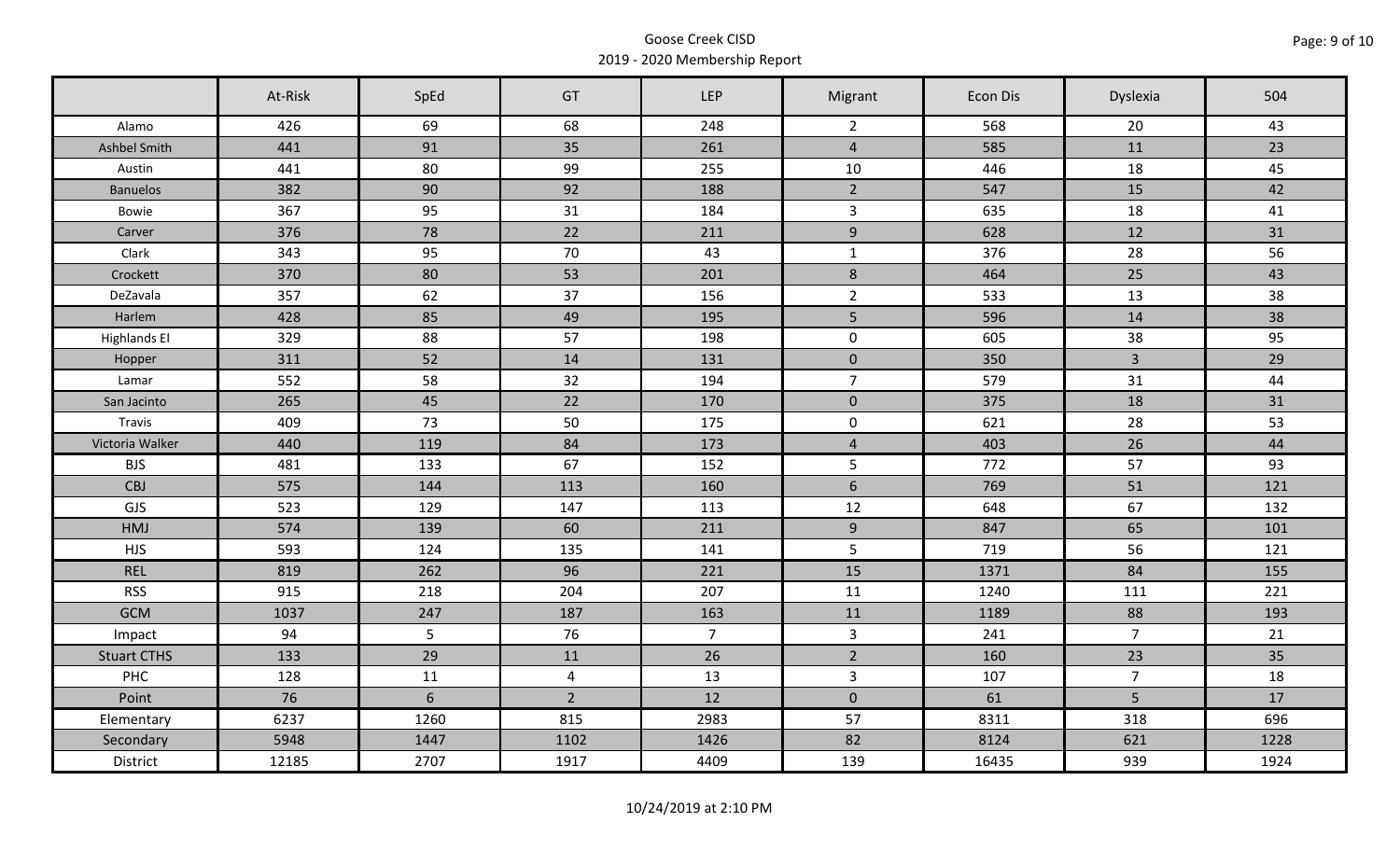Goose Creek CISD
2019 - 2020 Membership Report

| | At-Risk | SpEd | GT | LEP | Migrant | Econ Dis | Dyslexia | 504 |
|---|---|---|---|---|---|---|---|---|
| Alamo | 426 | 69 | 68 | 248 | 2 | 568 | 20 | 43 |
| Ashbel Smith | 441 | 91 | 35 | 261 | 4 | 585 | 11 | 23 |
| Austin | 441 | 80 | 99 | 255 | 10 | 446 | 18 | 45 |
| Banuelos | 382 | 90 | 92 | 188 | 2 | 547 | 15 | 42 |
| Bowie | 367 | 95 | 31 | 184 | 3 | 635 | 18 | 41 |
| Carver | 376 | 78 | 22 | 211 | 9 | 628 | 12 | 31 |
| Clark | 343 | 95 | 70 | 43 | 1 | 376 | 28 | 56 |
| Crockett | 370 | 80 | 53 | 201 | 8 | 464 | 25 | 43 |
| DeZavala | 357 | 62 | 37 | 156 | 2 | 533 | 13 | 38 |
| Harlem | 428 | 85 | 49 | 195 | 5 | 596 | 14 | 38 |
| Highlands El | 329 | 88 | 57 | 198 | 0 | 605 | 38 | 95 |
| Hopper | 311 | 52 | 14 | 131 | 0 | 350 | 3 | 29 |
| Lamar | 552 | 58 | 32 | 194 | 7 | 579 | 31 | 44 |
| San Jacinto | 265 | 45 | 22 | 170 | 0 | 375 | 18 | 31 |
| Travis | 409 | 73 | 50 | 175 | 0 | 621 | 28 | 53 |
| Victoria Walker | 440 | 119 | 84 | 173 | 4 | 403 | 26 | 44 |
| BJS | 481 | 133 | 67 | 152 | 5 | 772 | 57 | 93 |
| CBJ | 575 | 144 | 113 | 160 | 6 | 769 | 51 | 121 |
| GJS | 523 | 129 | 147 | 113 | 12 | 648 | 67 | 132 |
| HMJ | 574 | 139 | 60 | 211 | 9 | 847 | 65 | 101 |
| HJS | 593 | 124 | 135 | 141 | 5 | 719 | 56 | 121 |
| REL | 819 | 262 | 96 | 221 | 15 | 1371 | 84 | 155 |
| RSS | 915 | 218 | 204 | 207 | 11 | 1240 | 111 | 221 |
| GCM | 1037 | 247 | 187 | 163 | 11 | 1189 | 88 | 193 |
| Impact | 94 | 5 | 76 | 7 | 3 | 241 | 7 | 21 |
| Stuart CTHS | 133 | 29 | 11 | 26 | 2 | 160 | 23 | 35 |
| PHC | 128 | 11 | 4 | 13 | 3 | 107 | 7 | 18 |
| Point | 76 | 6 | 2 | 12 | 0 | 61 | 5 | 17 |
| Elementary | 6237 | 1260 | 815 | 2983 | 57 | 8311 | 318 | 696 |
| Secondary | 5948 | 1447 | 1102 | 1426 | 82 | 8124 | 621 | 1228 |
| District | 12185 | 2707 | 1917 | 4409 | 139 | 16435 | 939 | 1924 |

10/24/2019 at 2:10 PM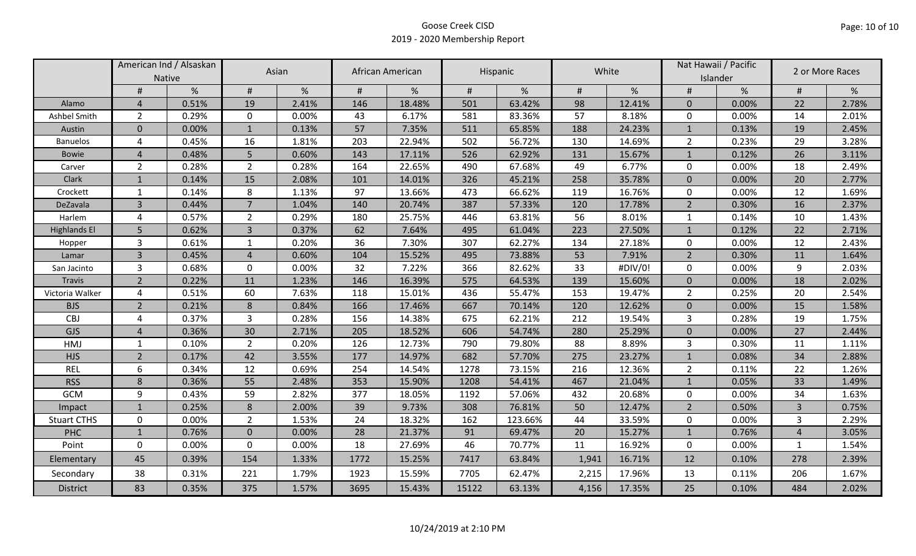# Goose Creek CISD

## 2019 - 2020 Membership Report

| | American Ind / Alsaskan Native | | Asian | | African American | | Hispanic | | White | | Nat Hawaii / Pacific Islander | | 2 or More Races | |
|---|---|---|---|---|---|---|---|---|---|---|---|---|---|---|
| | # | % | # | % | # | % | # | % | # | % | # | % | # | % |
| Alamo | 4 | 0.51% | 19 | 2.41% | 146 | 18.48% | 501 | 63.42% | 98 | 12.41% | 0 | 0.00% | 22 | 2.78% |
| Ashbel Smith | 2 | 0.29% | 0 | 0.00% | 43 | 6.17% | 581 | 83.36% | 57 | 8.18% | 0 | 0.00% | 14 | 2.01% |
| Austin | 0 | 0.00% | 1 | 0.13% | 57 | 7.35% | 511 | 65.85% | 188 | 24.23% | 1 | 0.13% | 19 | 2.45% |
| Banuelos | 4 | 0.45% | 16 | 1.81% | 203 | 22.94% | 502 | 56.72% | 130 | 14.69% | 2 | 0.23% | 29 | 3.28% |
| Bowie | 4 | 0.48% | 5 | 0.60% | 143 | 17.11% | 526 | 62.92% | 131 | 15.67% | 1 | 0.12% | 26 | 3.11% |
| Carver | 2 | 0.28% | 2 | 0.28% | 164 | 22.65% | 490 | 67.68% | 49 | 6.77% | 0 | 0.00% | 18 | 2.49% |
| Clark | 1 | 0.14% | 15 | 2.08% | 101 | 14.01% | 326 | 45.21% | 258 | 35.78% | 0 | 0.00% | 20 | 2.77% |
| Crockett | 1 | 0.14% | 8 | 1.13% | 97 | 13.66% | 473 | 66.62% | 119 | 16.76% | 0 | 0.00% | 12 | 1.69% |
| DeZavala | 3 | 0.44% | 7 | 1.04% | 140 | 20.74% | 387 | 57.33% | 120 | 17.78% | 2 | 0.30% | 16 | 2.37% |
| Harlem | 4 | 0.57% | 2 | 0.29% | 180 | 25.75% | 446 | 63.81% | 56 | 8.01% | 1 | 0.14% | 10 | 1.43% |
| Highlands El | 5 | 0.62% | 3 | 0.37% | 62 | 7.64% | 495 | 61.04% | 223 | 27.50% | 1 | 0.12% | 22 | 2.71% |
| Hopper | 3 | 0.61% | 1 | 0.20% | 36 | 7.30% | 307 | 62.27% | 134 | 27.18% | 0 | 0.00% | 12 | 2.43% |
| Lamar | 3 | 0.45% | 4 | 0.60% | 104 | 15.52% | 495 | 73.88% | 53 | 7.91% | 2 | 0.30% | 11 | 1.64% |
| San Jacinto | 3 | 0.68% | 0 | 0.00% | 32 | 7.22% | 366 | 82.62% | 33 | #DIV/0! | 0 | 0.00% | 9 | 2.03% |
| Travis | 2 | 0.22% | 11 | 1.23% | 146 | 16.39% | 575 | 64.53% | 139 | 15.60% | 0 | 0.00% | 18 | 2.02% |
| Victoria Walker | 4 | 0.51% | 60 | 7.63% | 118 | 15.01% | 436 | 55.47% | 153 | 19.47% | 2 | 0.25% | 20 | 2.54% |
| BJS | 2 | 0.21% | 8 | 0.84% | 166 | 17.46% | 667 | 70.14% | 120 | 12.62% | 0 | 0.00% | 15 | 1.58% |
| CBJ | 4 | 0.37% | 3 | 0.28% | 156 | 14.38% | 675 | 62.21% | 212 | 19.54% | 3 | 0.28% | 19 | 1.75% |
| GJS | 4 | 0.36% | 30 | 2.71% | 205 | 18.52% | 606 | 54.74% | 280 | 25.29% | 0 | 0.00% | 27 | 2.44% |
| HMJ | 1 | 0.10% | 2 | 0.20% | 126 | 12.73% | 790 | 79.80% | 88 | 8.89% | 3 | 0.30% | 11 | 1.11% |
| HJS | 2 | 0.17% | 42 | 3.55% | 177 | 14.97% | 682 | 57.70% | 275 | 23.27% | 1 | 0.08% | 34 | 2.88% |
| REL | 6 | 0.34% | 12 | 0.69% | 254 | 14.54% | 1278 | 73.15% | 216 | 12.36% | 2 | 0.11% | 22 | 1.26% |
| RSS | 8 | 0.36% | 55 | 2.48% | 353 | 15.90% | 1208 | 54.41% | 467 | 21.04% | 1 | 0.05% | 33 | 1.49% |
| GCM | 9 | 0.43% | 59 | 2.82% | 377 | 18.05% | 1192 | 57.06% | 432 | 20.68% | 0 | 0.00% | 34 | 1.63% |
| Impact | 1 | 0.25% | 8 | 2.00% | 39 | 9.73% | 308 | 76.81% | 50 | 12.47% | 2 | 0.50% | 3 | 0.75% |
| Stuart CTHS | 0 | 0.00% | 2 | 1.53% | 24 | 18.32% | 162 | 123.66% | 44 | 33.59% | 0 | 0.00% | 3 | 2.29% |
| PHC | 1 | 0.76% | 0 | 0.00% | 28 | 21.37% | 91 | 69.47% | 20 | 15.27% | 1 | 0.76% | 4 | 3.05% |
| Point | 0 | 0.00% | 0 | 0.00% | 18 | 27.69% | 46 | 70.77% | 11 | 16.92% | 0 | 0.00% | 1 | 1.54% |
| Elementary | 45 | 0.39% | 154 | 1.33% | 1772 | 15.25% | 7417 | 63.84% | 1,941 | 16.71% | 12 | 0.10% | 278 | 2.39% |
| Secondary | 38 | 0.31% | 221 | 1.79% | 1923 | 15.59% | 7705 | 62.47% | 2,215 | 17.96% | 13 | 0.11% | 206 | 1.67% |
| District | 83 | 0.35% | 375 | 1.57% | 3695 | 15.43% | 15122 | 63.13% | 4,156 | 17.35% | 25 | 0.10% | 484 | 2.02% |

10/24/2019 at 2:10 PM